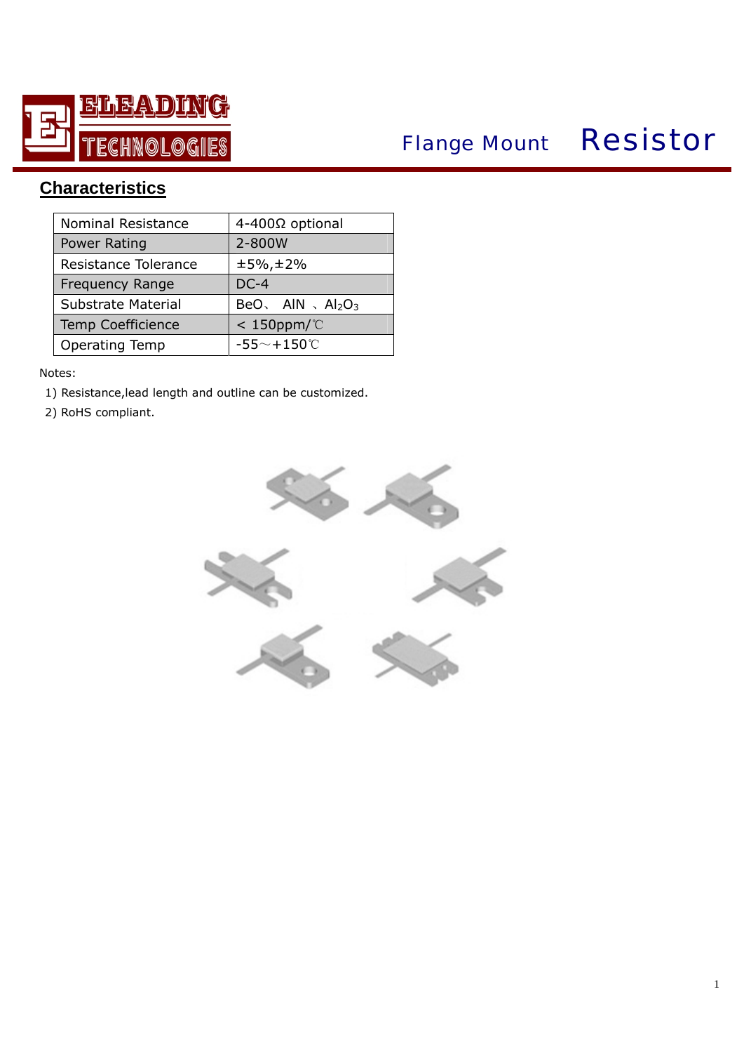# Flange Mount Resistor

## Characteristics

| Nominal Resistance | 4-400Ω optional |
|---|---|
| Power Rating | 2-800W |
| Resistance Tolerance | ±5%,±2% |
| Frequency Range | DC-4 |
| Substrate Material | BeO、 AlN 、$Al_2O_3$ |
| Temp Coefficience | < 150ppm/℃ |
| Operating Temp | -55～+150℃ |

Notes:

1) Resistance,lead length and outline can be customized.
2) RoHS compliant.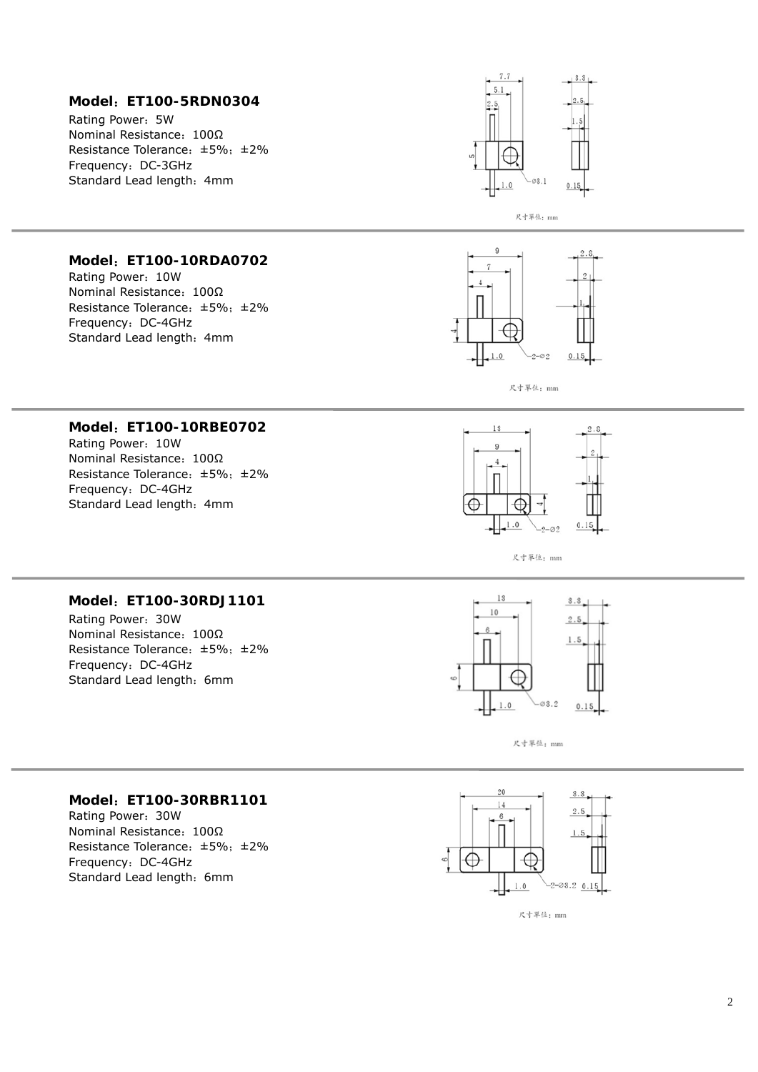**Model：ET100-5RDN0304**

Rating Power：5W
Nominal Resistance：100Ω
Resistance Tolerance：±5%；±2%
Frequency：DC-3GHz
Standard Lead length：4mm

尺寸單位：mm

---

**Model：ET100-10RDA0702**

Rating Power：10W
Nominal Resistance：100Ω
Resistance Tolerance：±5%；±2%
Frequency：DC-4GHz
Standard Lead length：4mm

尺寸單位：mm

---

**Model：ET100-10RBE0702**

Rating Power：10W
Nominal Resistance：100Ω
Resistance Tolerance：±5%；±2%
Frequency：DC-4GHz
Standard Lead length：4mm

尺寸單位：mm

---

**Model：ET100-30RDJ1101**

Rating Power：30W
Nominal Resistance：100Ω
Resistance Tolerance：±5%；±2%
Frequency：DC-4GHz
Standard Lead length：6mm

尺寸單位：mm

---

**Model：ET100-30RBR1101**

Rating Power：30W
Nominal Resistance：100Ω
Resistance Tolerance：±5%；±2%
Frequency：DC-4GHz
Standard Lead length：6mm

尺寸單位：mm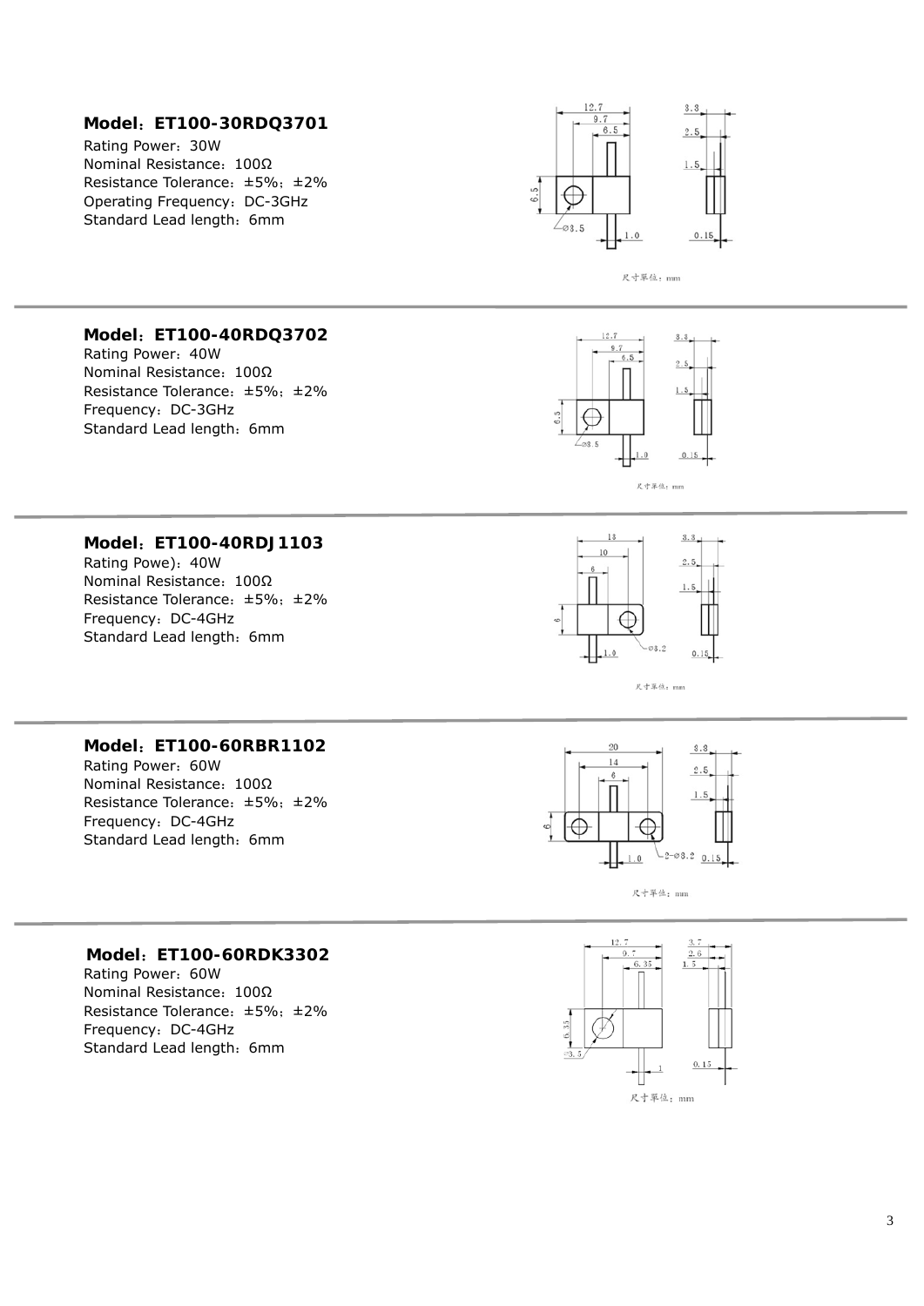**Model：ET100-30RDQ3701**

Rating Power：30W
Nominal Resistance：100Ω
Resistance Tolerance：±5%；±2%
Operating Frequency：DC-3GHz
Standard Lead length：6mm

---

**Model：ET100-40RDQ3702**

Rating Power：40W
Nominal Resistance：100Ω
Resistance Tolerance：±5%；±2%
Frequency：DC-3GHz
Standard Lead length：6mm

---

**Model：ET100-40RDJ1103**

Rating Powe)：40W
Nominal Resistance：100Ω
Resistance Tolerance：±5%；±2%
Frequency：DC-4GHz
Standard Lead length：6mm

---

**Model：ET100-60RBR1102**

Rating Power：60W
Nominal Resistance：100Ω
Resistance Tolerance：±5%；±2%
Frequency：DC-4GHz
Standard Lead length：6mm

---

**Model：ET100-60RDK3302**

Rating Power：60W
Nominal Resistance：100Ω
Resistance Tolerance：±5%；±2%
Frequency：DC-4GHz
Standard Lead length：6mm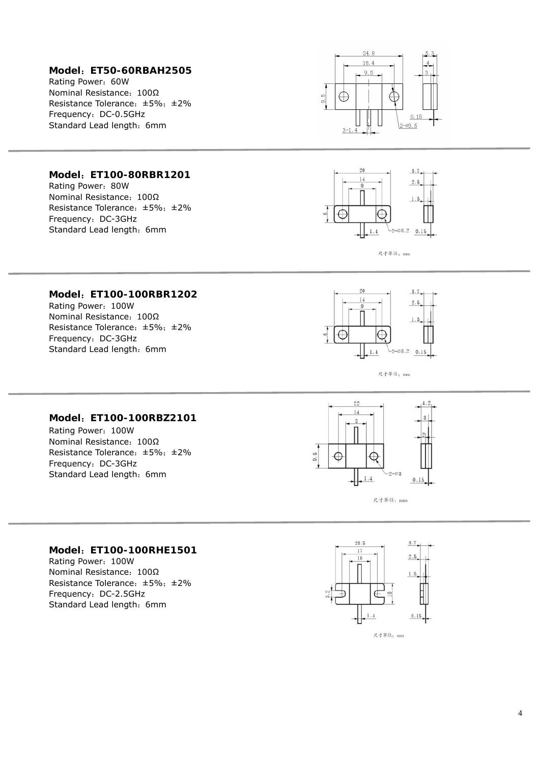**Model：ET50-60RBAH2505**
Rating Power：60W
Nominal Resistance：100Ω
Resistance Tolerance：±5%；±2%
Frequency：DC-0.5GHz
Standard Lead length：6mm

---

**Model：ET100-80RBR1201**
Rating Power：80W
Nominal Resistance：100Ω
Resistance Tolerance：±5%；±2%
Frequency：DC-3GHz
Standard Lead length：6mm

尺寸单位：mm

---

**Model：ET100-100RBR1202**
Rating Power：100W
Nominal Resistance：100Ω
Resistance Tolerance：±5%；±2%
Frequency：DC-3GHz
Standard Lead length：6mm

尺寸单位：mm

---

**Model：ET100-100RBZ2101**
Rating Power：100W
Nominal Resistance：100Ω
Resistance Tolerance：±5%；±2%
Frequency：DC-3GHz
Standard Lead length：6mm

尺寸单位：mm

---

**Model：ET100-100RHE1501**
Rating Power：100W
Nominal Resistance：100Ω
Resistance Tolerance：±5%；±2%
Frequency：DC-2.5GHz
Standard Lead length：6mm

尺寸单位：mm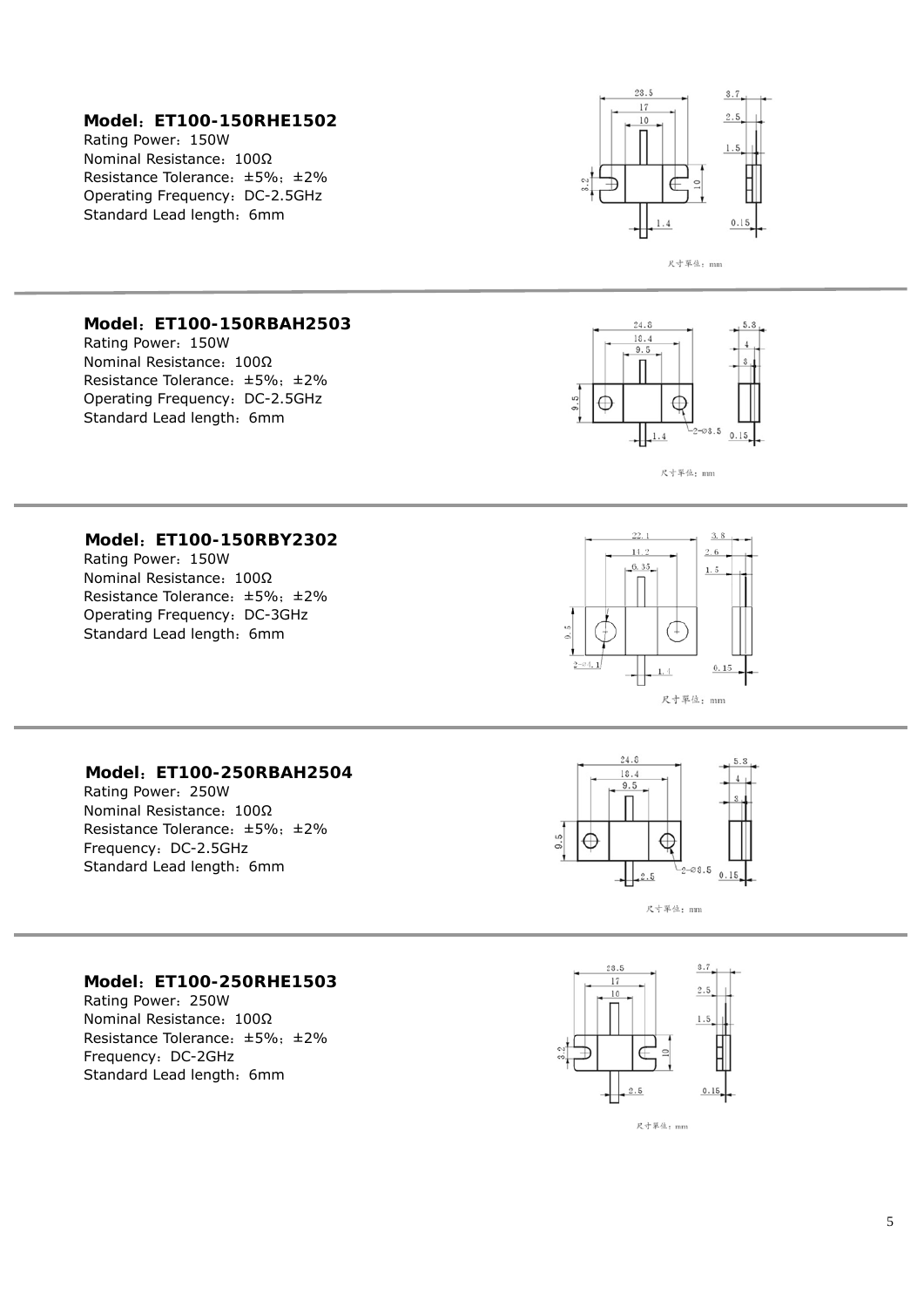**Model：ET100-150RHE1502**
Rating Power：150W
Nominal Resistance：100Ω
Resistance Tolerance：±5%；±2%
Operating Frequency：DC-2.5GHz
Standard Lead length：6mm

尺寸單位：mm

---

**Model：ET100-150RBAH2503**
Rating Power：150W
Nominal Resistance：100Ω
Resistance Tolerance：±5%；±2%
Operating Frequency：DC-2.5GHz
Standard Lead length：6mm

尺寸單位：mm

---

**Model：ET100-150RBY2302**
Rating Power：150W
Nominal Resistance：100Ω
Resistance Tolerance：±5%；±2%
Operating Frequency：DC-3GHz
Standard Lead length：6mm

尺寸單位：mm

---

**Model：ET100-250RBAH2504**
Rating Power：250W
Nominal Resistance：100Ω
Resistance Tolerance：±5%；±2%
Frequency：DC-2.5GHz
Standard Lead length：6mm

尺寸單位：mm

---

**Model：ET100-250RHE1503**
Rating Power：250W
Nominal Resistance：100Ω
Resistance Tolerance：±5%；±2%
Frequency：DC-2GHz
Standard Lead length：6mm

尺寸單位：mm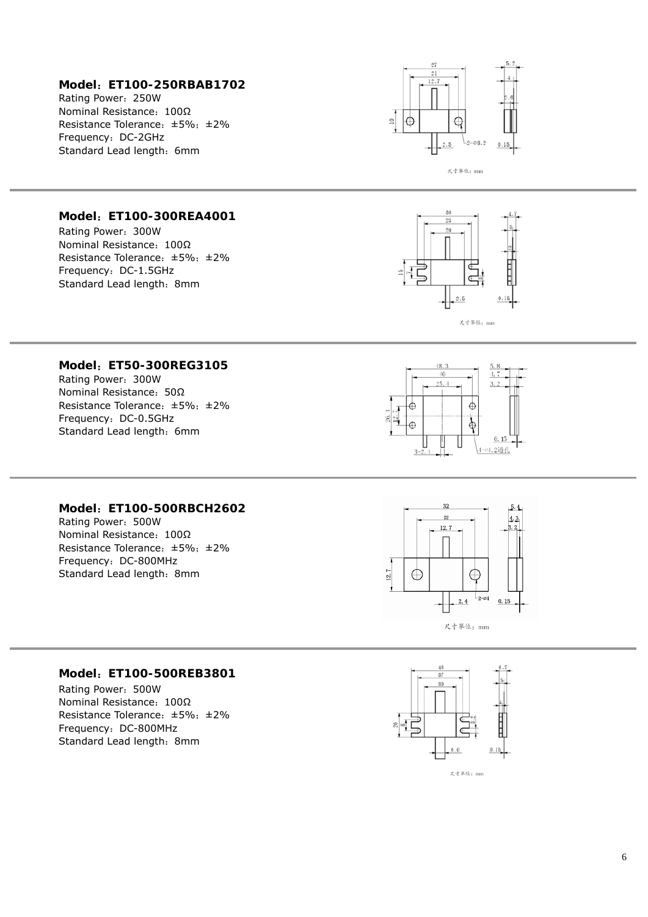**Model：ET100-250RBAB1702**

Rating Power：250W
Nominal Resistance：100Ω
Resistance Tolerance：±5%；±2%
Frequency：DC-2GHz
Standard Lead length：6mm

---

**Model：ET100-300REA4001**

Rating Power：300W
Nominal Resistance：100Ω
Resistance Tolerance：±5%；±2%
Frequency：DC-1.5GHz
Standard Lead length：8mm

---

**Model：ET50-300REG3105**

Rating Power：300W
Nominal Resistance：50Ω
Resistance Tolerance：±5%；±2%
Frequency：DC-0.5GHz
Standard Lead length：6mm

---

**Model：ET100-500RBCH2602**

Rating Power：500W
Nominal Resistance：100Ω
Resistance Tolerance：±5%；±2%
Frequency：DC-800MHz
Standard Lead length：8mm

---

**Model：ET100-500REB3801**

Rating Power：500W
Nominal Resistance：100Ω
Resistance Tolerance：±5%；±2%
Frequency：DC-800MHz
Standard Lead length：8mm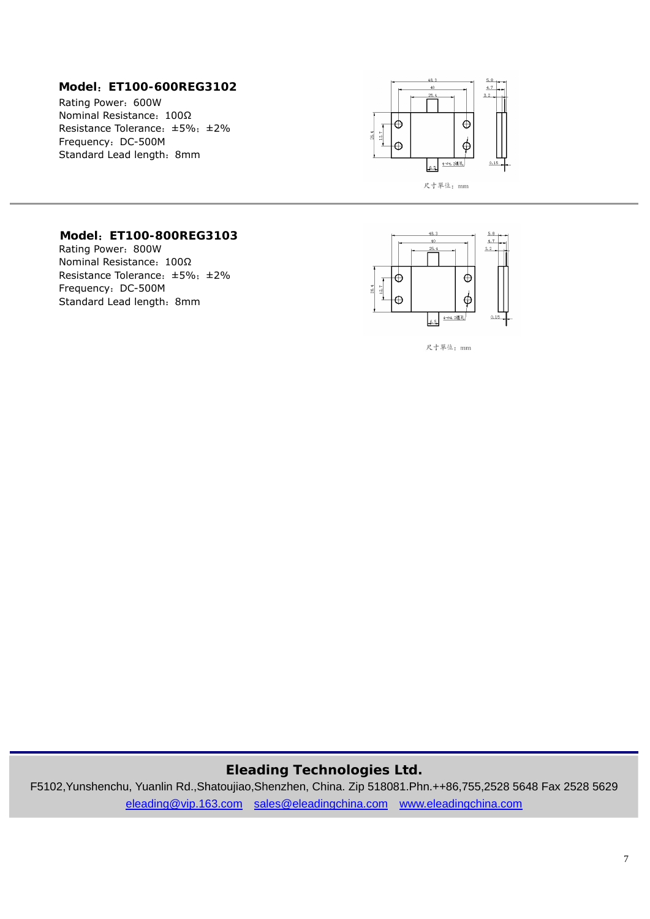**Model：ET100-600REG3102**

Rating Power：600W
Nominal Resistance：100Ω
Resistance Tolerance：±5%；±2%
Frequency：DC-500M
Standard Lead length：8mm

48.3
40
25.4
5.8
4.7
3.2
26.4
12.7
4-Φ4.2通孔
6.5
0.15

尺寸單位：mm

---

**Model：ET100-800REG3103**

Rating Power：800W
Nominal Resistance：100Ω
Resistance Tolerance：±5%；±2%
Frequency：DC-500M
Standard Lead length：8mm

48.3
40
25.4
5.8
4.7
3.2
26.4
12.7
4-Φ4.2通孔
6.5
0.15

尺寸單位：mm